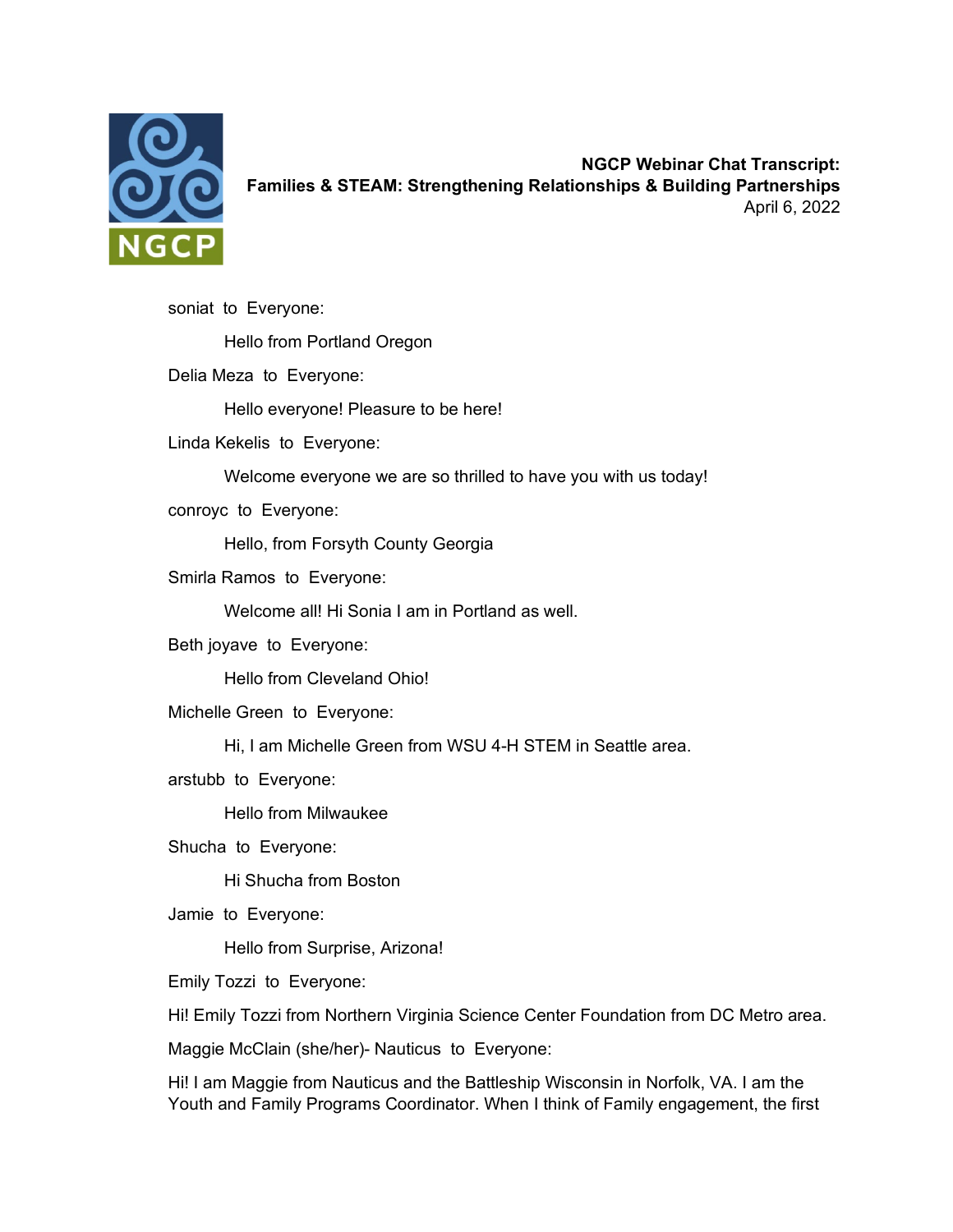**NGCP Webinar Chat Transcript:**
**Families & STEAM: Strengthening Relationships & Building Partnerships**
April 6, 2022

soniat to Everyone:

Hello from Portland Oregon

Delia Meza to Everyone:

Hello everyone! Pleasure to be here!

Linda Kekelis to Everyone:

Welcome everyone we are so thrilled to have you with us today!

conroyc to Everyone:

Hello, from Forsyth County Georgia

Smirla Ramos to Everyone:

Welcome all! Hi Sonia I am in Portland as well.

Beth joyave to Everyone:

Hello from Cleveland Ohio!

Michelle Green to Everyone:

Hi, I am Michelle Green from WSU 4-H STEM in Seattle area.

arstubb to Everyone:

Hello from Milwaukee

Shucha to Everyone:

Hi Shucha from Boston

Jamie to Everyone:

Hello from Surprise, Arizona!

Emily Tozzi to Everyone:

Hi! Emily Tozzi from Northern Virginia Science Center Foundation from DC Metro area.

Maggie McClain (she/her)- Nauticus to Everyone:

Hi! I am Maggie from Nauticus and the Battleship Wisconsin in Norfolk, VA. I am the Youth and Family Programs Coordinator. When I think of Family engagement, the first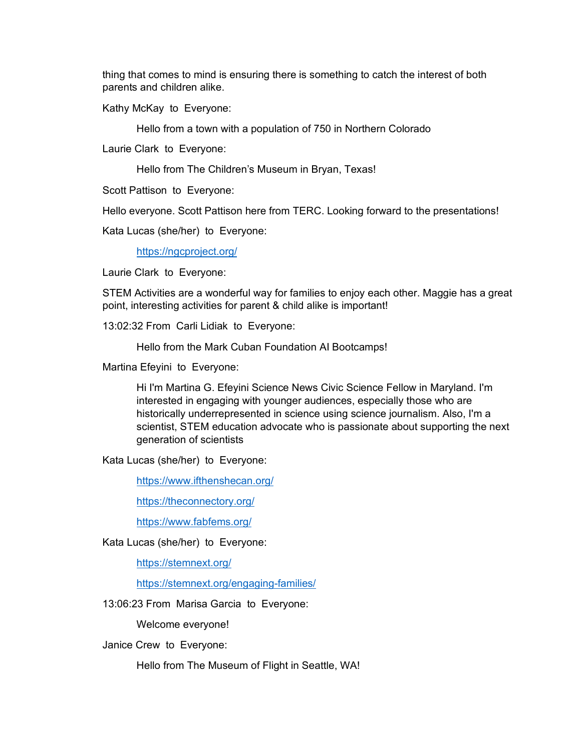thing that comes to mind is ensuring there is something to catch the interest of both parents and children alike.

Kathy McKay to Everyone:

> Hello from a town with a population of 750 in Northern Colorado

Laurie Clark to Everyone:

> Hello from The Children's Museum in Bryan, Texas!

Scott Pattison to Everyone:

Hello everyone. Scott Pattison here from TERC. Looking forward to the presentations!

Kata Lucas (she/her) to Everyone:

> https://ngcproject.org/

Laurie Clark to Everyone:

STEM Activities are a wonderful way for families to enjoy each other. Maggie has a great point, interesting activities for parent & child alike is important!

13:02:32 From Carli Lidiak to Everyone:

> Hello from the Mark Cuban Foundation AI Bootcamps!

Martina Efeyini to Everyone:

> Hi I'm Martina G. Efeyini Science News Civic Science Fellow in Maryland. I'm interested in engaging with younger audiences, especially those who are historically underrepresented in science using science journalism. Also, I'm a scientist, STEM education advocate who is passionate about supporting the next generation of scientists

Kata Lucas (she/her) to Everyone:

> https://www.ifthenshecan.org/
>
> https://theconnectory.org/
>
> https://www.fabfems.org/

Kata Lucas (she/her) to Everyone:

> https://stemnext.org/
>
> https://stemnext.org/engaging-families/

13:06:23 From Marisa Garcia to Everyone:

> Welcome everyone!

Janice Crew to Everyone:

> Hello from The Museum of Flight in Seattle, WA!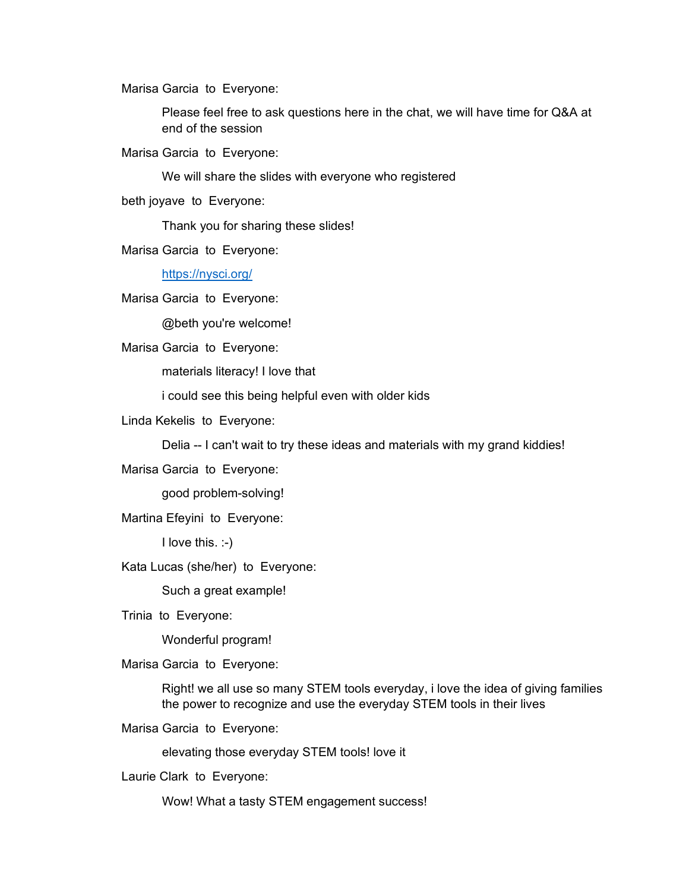Marisa Garcia to Everyone:

Please feel free to ask questions here in the chat, we will have time for Q&A at end of the session

Marisa Garcia to Everyone:

We will share the slides with everyone who registered

beth joyave to Everyone:

Thank you for sharing these slides!

Marisa Garcia to Everyone:

https://nysci.org/

Marisa Garcia to Everyone:

@beth you're welcome!

Marisa Garcia to Everyone:

materials literacy! I love that

i could see this being helpful even with older kids

Linda Kekelis to Everyone:

Delia -- I can't wait to try these ideas and materials with my grand kiddies!

Marisa Garcia to Everyone:

good problem-solving!

Martina Efeyini to Everyone:

I love this. :-)

Kata Lucas (she/her) to Everyone:

Such a great example!

Trinia to Everyone:

Wonderful program!

Marisa Garcia to Everyone:

Right! we all use so many STEM tools everyday, i love the idea of giving families the power to recognize and use the everyday STEM tools in their lives

Marisa Garcia to Everyone:

elevating those everyday STEM tools! love it

Laurie Clark to Everyone:

Wow! What a tasty STEM engagement success!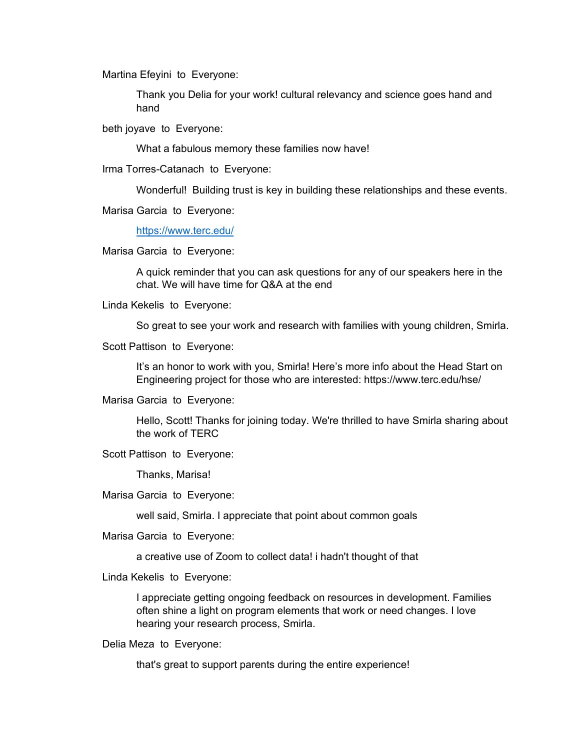Martina Efeyini to Everyone:

Thank you Delia for your work! cultural relevancy and science goes hand and hand

beth joyave to Everyone:

What a fabulous memory these families now have!

Irma Torres-Catanach to Everyone:

Wonderful! Building trust is key in building these relationships and these events.

Marisa Garcia to Everyone:

https://www.terc.edu/

Marisa Garcia to Everyone:

A quick reminder that you can ask questions for any of our speakers here in the chat. We will have time for Q&A at the end

Linda Kekelis to Everyone:

So great to see your work and research with families with young children, Smirla.

Scott Pattison to Everyone:

It's an honor to work with you, Smirla! Here's more info about the Head Start on Engineering project for those who are interested: https://www.terc.edu/hse/

Marisa Garcia to Everyone:

Hello, Scott! Thanks for joining today. We're thrilled to have Smirla sharing about the work of TERC

Scott Pattison to Everyone:

Thanks, Marisa!

Marisa Garcia to Everyone:

well said, Smirla. I appreciate that point about common goals

Marisa Garcia to Everyone:

a creative use of Zoom to collect data! i hadn't thought of that

Linda Kekelis to Everyone:

I appreciate getting ongoing feedback on resources in development. Families often shine a light on program elements that work or need changes. I love hearing your research process, Smirla.

Delia Meza to Everyone:

that's great to support parents during the entire experience!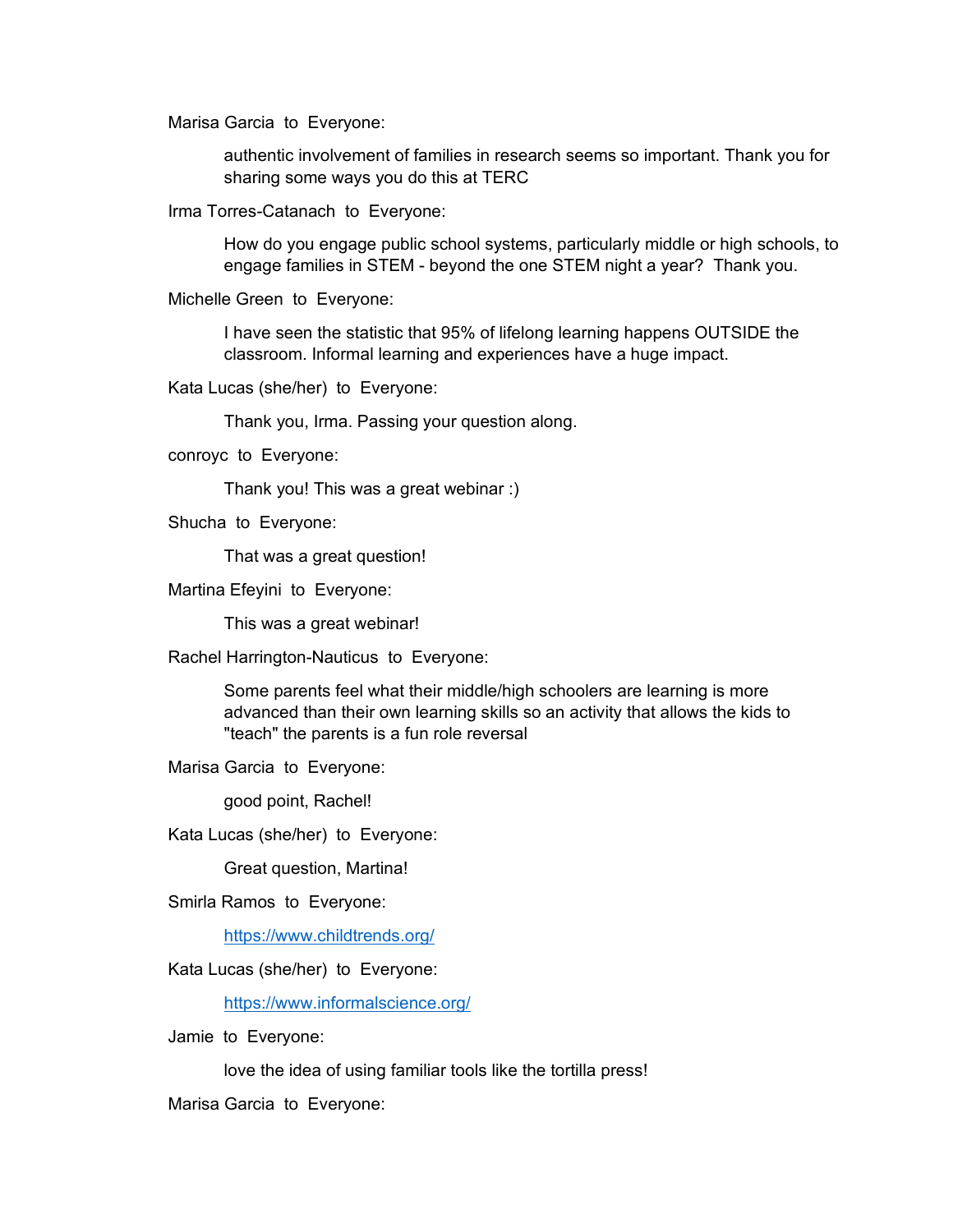Marisa Garcia to Everyone:

authentic involvement of families in research seems so important. Thank you for sharing some ways you do this at TERC

Irma Torres-Catanach to Everyone:

How do you engage public school systems, particularly middle or high schools, to engage families in STEM - beyond the one STEM night a year? Thank you.

Michelle Green to Everyone:

I have seen the statistic that 95% of lifelong learning happens OUTSIDE the classroom. Informal learning and experiences have a huge impact.

Kata Lucas (she/her) to Everyone:

Thank you, Irma. Passing your question along.

conroyc to Everyone:

Thank you! This was a great webinar :)

Shucha to Everyone:

That was a great question!

Martina Efeyini to Everyone:

This was a great webinar!

Rachel Harrington-Nauticus to Everyone:

Some parents feel what their middle/high schoolers are learning is more advanced than their own learning skills so an activity that allows the kids to "teach" the parents is a fun role reversal

Marisa Garcia to Everyone:

good point, Rachel!

Kata Lucas (she/her) to Everyone:

Great question, Martina!

Smirla Ramos to Everyone:

https://www.childtrends.org/

Kata Lucas (she/her) to Everyone:

https://www.informalscience.org/

Jamie to Everyone:

love the idea of using familiar tools like the tortilla press!

Marisa Garcia to Everyone: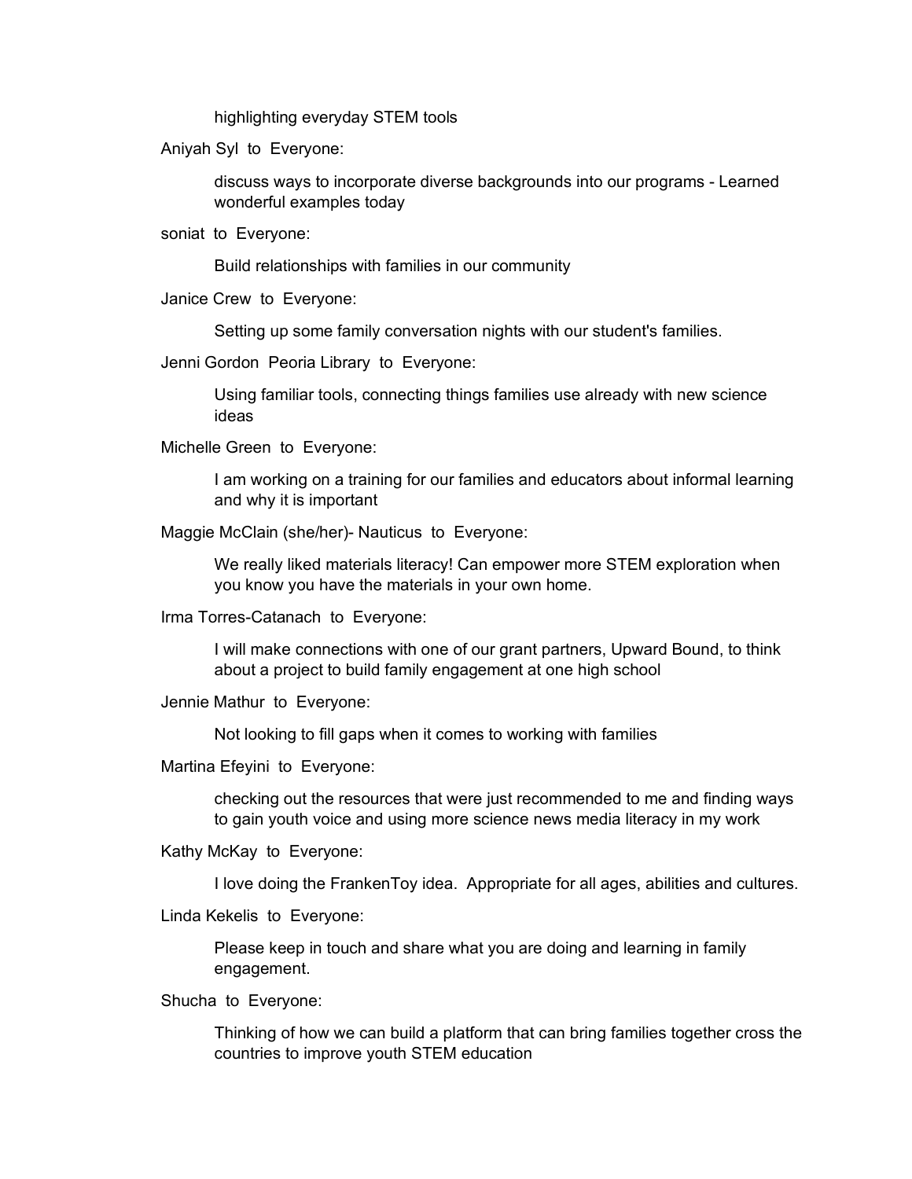highlighting everyday STEM tools

Aniyah Syl to Everyone:

discuss ways to incorporate diverse backgrounds into our programs - Learned wonderful examples today

soniat to Everyone:

Build relationships with families in our community

Janice Crew to Everyone:

Setting up some family conversation nights with our student's families.

Jenni Gordon Peoria Library to Everyone:

Using familiar tools, connecting things families use already with new science ideas

Michelle Green to Everyone:

I am working on a training for our families and educators about informal learning and why it is important

Maggie McClain (she/her)- Nauticus to Everyone:

We really liked materials literacy! Can empower more STEM exploration when you know you have the materials in your own home.

Irma Torres-Catanach to Everyone:

I will make connections with one of our grant partners, Upward Bound, to think about a project to build family engagement at one high school

Jennie Mathur to Everyone:

Not looking to fill gaps when it comes to working with families

Martina Efeyini to Everyone:

checking out the resources that were just recommended to me and finding ways to gain youth voice and using more science news media literacy in my work

Kathy McKay to Everyone:

I love doing the FrankenToy idea. Appropriate for all ages, abilities and cultures.

Linda Kekelis to Everyone:

Please keep in touch and share what you are doing and learning in family engagement.

Shucha to Everyone:

Thinking of how we can build a platform that can bring families together cross the countries to improve youth STEM education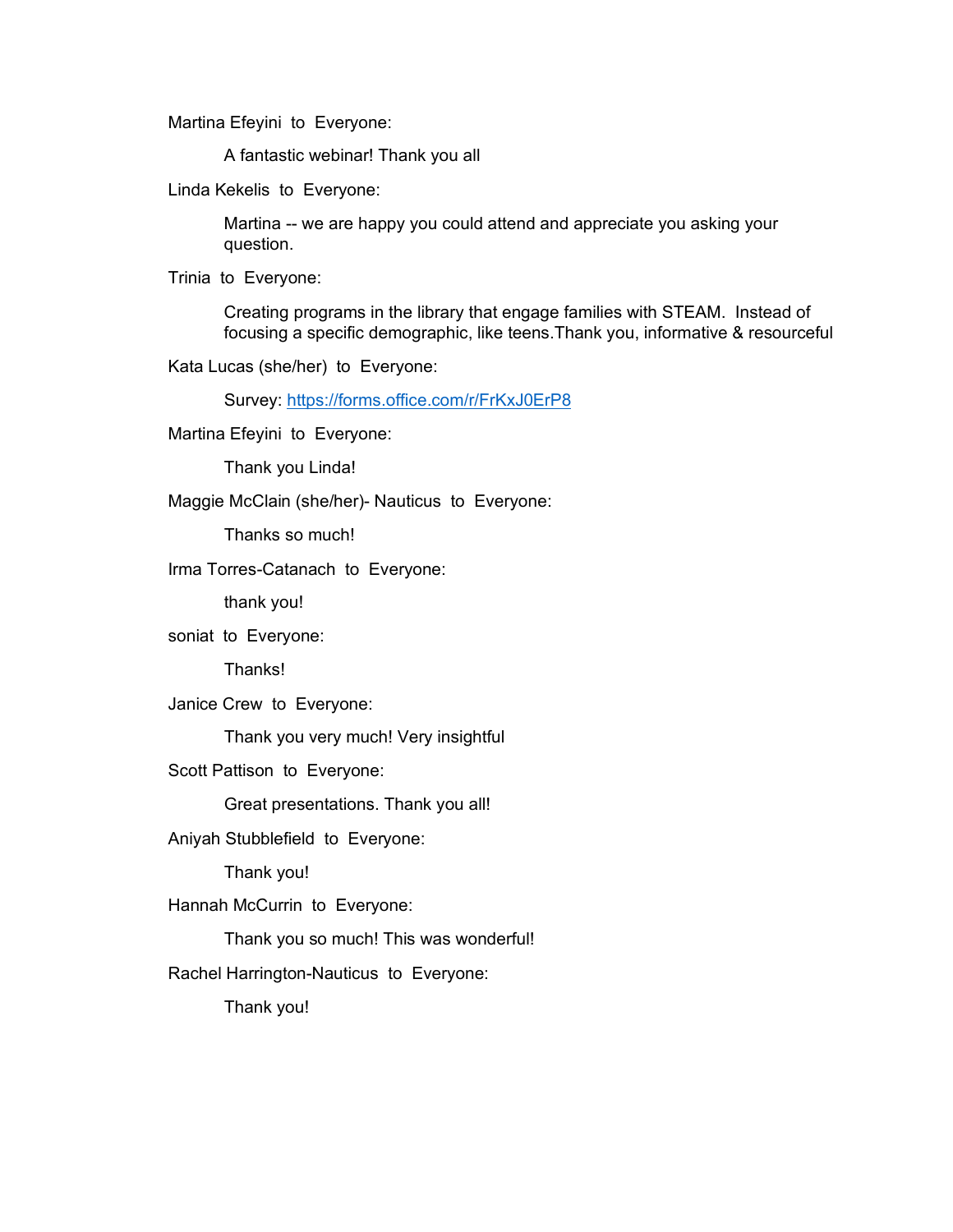Martina Efeyini to Everyone:

A fantastic webinar! Thank you all

Linda Kekelis to Everyone:

Martina -- we are happy you could attend and appreciate you asking your question.

Trinia to Everyone:

Creating programs in the library that engage families with STEAM. Instead of focusing a specific demographic, like teens.Thank you, informative & resourceful

Kata Lucas (she/her) to Everyone:

Survey: https://forms.office.com/r/FrKxJ0ErP8

Martina Efeyini to Everyone:

Thank you Linda!

Maggie McClain (she/her)- Nauticus to Everyone:

Thanks so much!

Irma Torres-Catanach to Everyone:

thank you!

soniat to Everyone:

Thanks!

Janice Crew to Everyone:

Thank you very much! Very insightful

Scott Pattison to Everyone:

Great presentations. Thank you all!

Aniyah Stubblefield to Everyone:

Thank you!

Hannah McCurrin to Everyone:

Thank you so much! This was wonderful!

Rachel Harrington-Nauticus to Everyone:

Thank you!